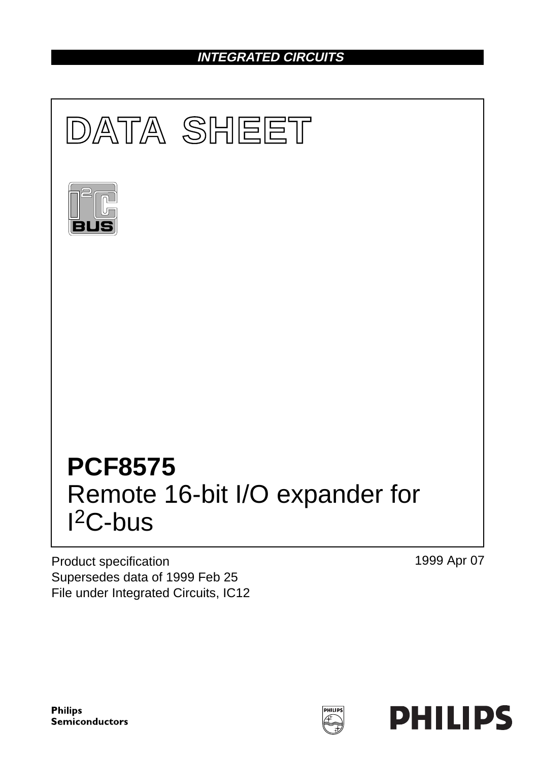**INTEGRATED CIRCUITS**

# DATA SHEET

# PCF8575
Remote 16-bit I/O expander for $I^2C$-bus

Product specification
Supersedes data of 1999 Feb 25
File under Integrated Circuits, IC12

1999 Apr 07

**Philips Semiconductors**

**PHILIPS**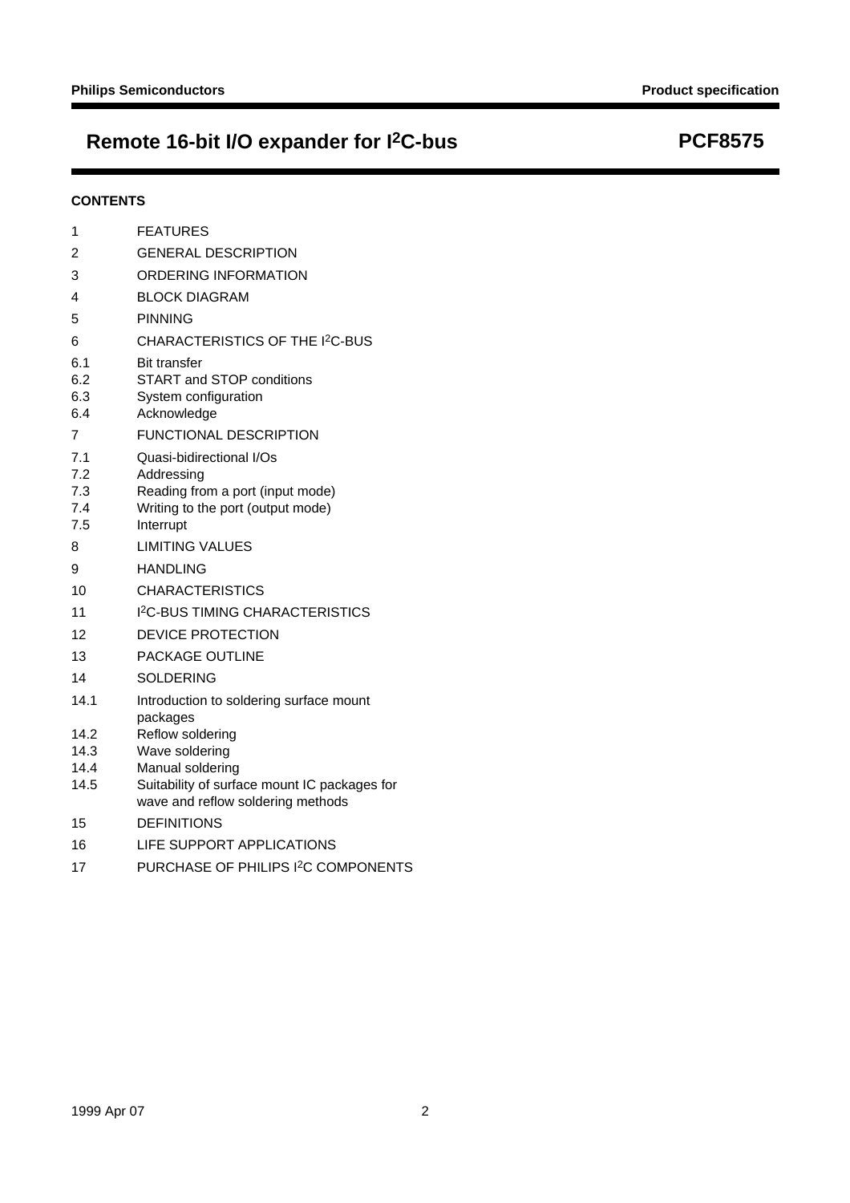## CONTENTS

1 FEATURES

2 GENERAL DESCRIPTION

3 ORDERING INFORMATION

4 BLOCK DIAGRAM

5 PINNING

6 CHARACTERISTICS OF THE I$^2$C-BUS

6.1 Bit transfer

6.2 START and STOP conditions

6.3 System configuration

6.4 Acknowledge

7 FUNCTIONAL DESCRIPTION

7.1 Quasi-bidirectional I/Os

7.2 Addressing

7.3 Reading from a port (input mode)

7.4 Writing to the port (output mode)

7.5 Interrupt

8 LIMITING VALUES

9 HANDLING

10 CHARACTERISTICS

11 I$^2$C-BUS TIMING CHARACTERISTICS

12 DEVICE PROTECTION

13 PACKAGE OUTLINE

14 SOLDERING

14.1 Introduction to soldering surface mount packages

14.2 Reflow soldering

14.3 Wave soldering

14.4 Manual soldering

14.5 Suitability of surface mount IC packages for wave and reflow soldering methods

15 DEFINITIONS

16 LIFE SUPPORT APPLICATIONS

17 PURCHASE OF PHILIPS I$^2$C COMPONENTS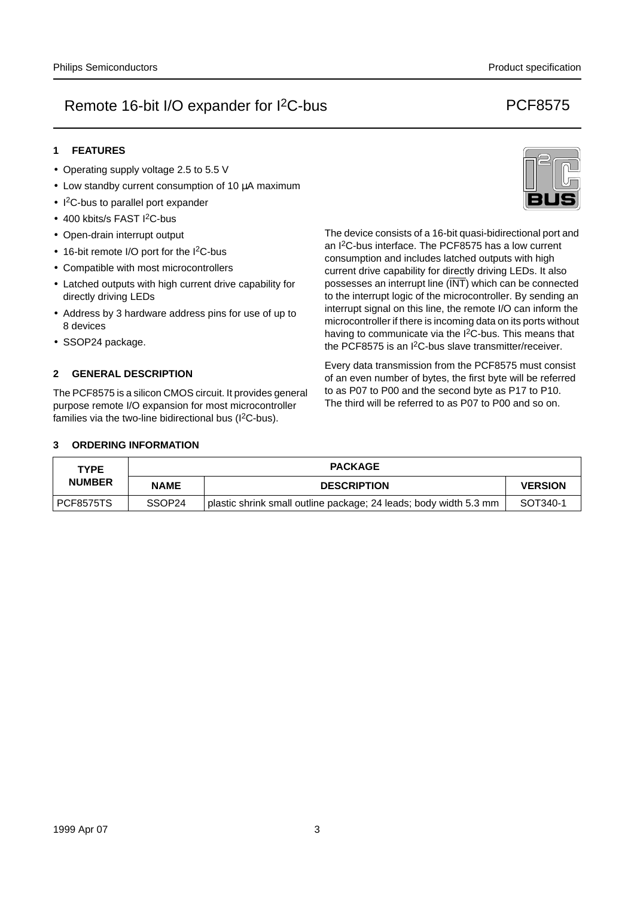## 1 FEATURES

- Operating supply voltage 2.5 to 5.5 V
- Low standby current consumption of 10 µA maximum
- $I^2C$-bus to parallel port expander
- 400 kbits/s FAST $I^2C$-bus
- Open-drain interrupt output
- 16-bit remote I/O port for the $I^2C$-bus
- Compatible with most microcontrollers
- Latched outputs with high current drive capability for directly driving LEDs
- Address by 3 hardware address pins for use of up to 8 devices
- SSOP24 package.

## 2 GENERAL DESCRIPTION

The PCF8575 is a silicon CMOS circuit. It provides general purpose remote I/O expansion for most microcontroller families via the two-line bidirectional bus ($I^2C$-bus).

The device consists of a 16-bit quasi-bidirectional port and an $I^2C$-bus interface. The PCF8575 has a low current consumption and includes latched outputs with high current drive capability for directly driving LEDs. It also possesses an interrupt line ($\overline{INT}$) which can be connected to the interrupt logic of the microcontroller. By sending an interrupt signal on this line, the remote I/O can inform the microcontroller if there is incoming data on its ports without having to communicate via the $I^2C$-bus. This means that the PCF8575 is an $I^2C$-bus slave transmitter/receiver.

Every data transmission from the PCF8575 must consist of an even number of bytes, the first byte will be referred to as P07 to P00 and the second byte as P17 to P10. The third will be referred to as P07 to P00 and so on.

## 3 ORDERING INFORMATION

| TYPE NUMBER | PACKAGE | | |
|---|---|---|---|
| | NAME | DESCRIPTION | VERSION |
| PCF8575TS | SSOP24 | plastic shrink small outline package; 24 leads; body width 5.3 mm | SOT340-1 |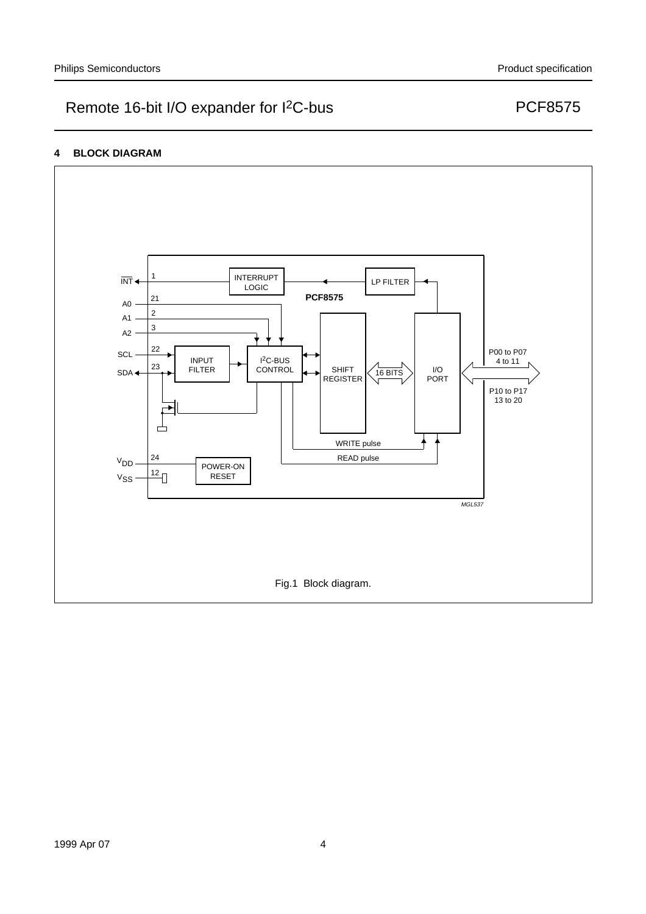## 4 BLOCK DIAGRAM

Fig.1 Block diagram.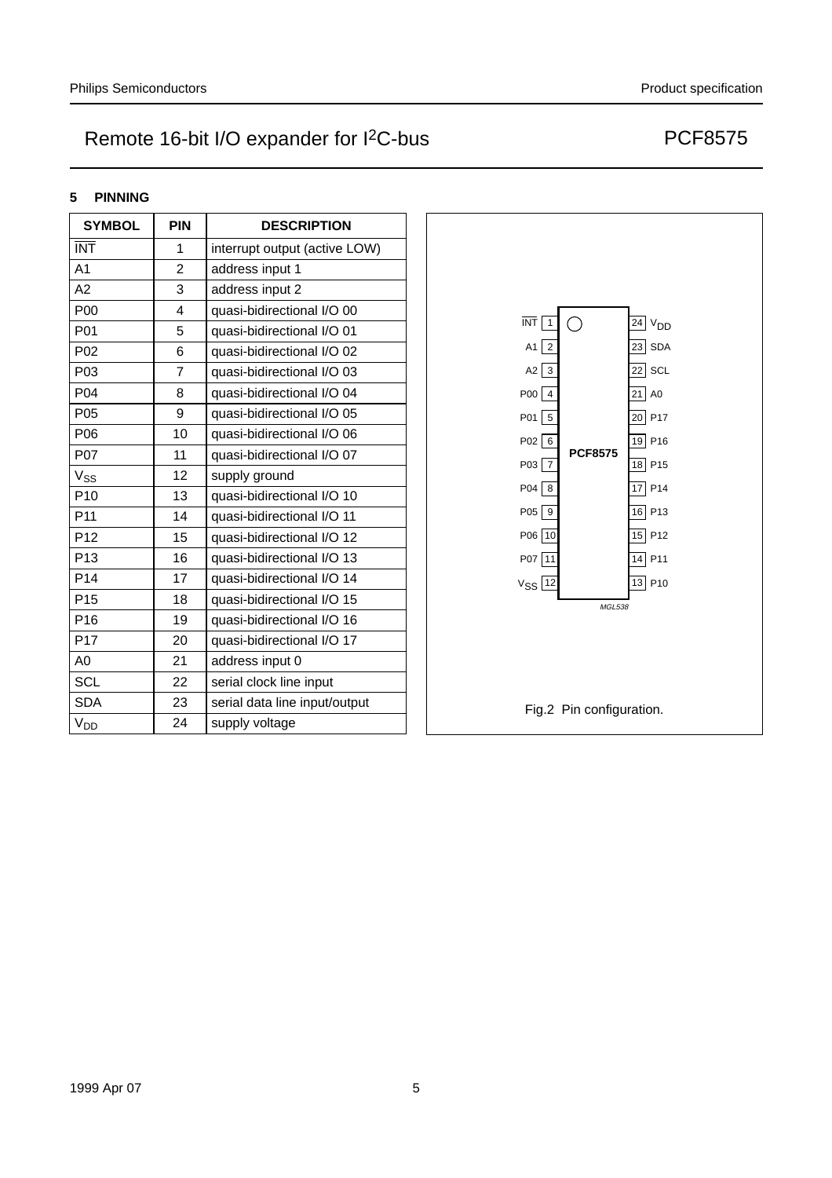## 5 PINNING

| SYMBOL | PIN | DESCRIPTION |
|---|---|---|
| $\overline{INT}$ | 1 | interrupt output (active LOW) |
| A1 | 2 | address input 1 |
| A2 | 3 | address input 2 |
| P00 | 4 | quasi-bidirectional I/O 00 |
| P01 | 5 | quasi-bidirectional I/O 01 |
| P02 | 6 | quasi-bidirectional I/O 02 |
| P03 | 7 | quasi-bidirectional I/O 03 |
| P04 | 8 | quasi-bidirectional I/O 04 |
| P05 | 9 | quasi-bidirectional I/O 05 |
| P06 | 10 | quasi-bidirectional I/O 06 |
| P07 | 11 | quasi-bidirectional I/O 07 |
| $V_{SS}$ | 12 | supply ground |
| P10 | 13 | quasi-bidirectional I/O 10 |
| P11 | 14 | quasi-bidirectional I/O 11 |
| P12 | 15 | quasi-bidirectional I/O 12 |
| P13 | 16 | quasi-bidirectional I/O 13 |
| P14 | 17 | quasi-bidirectional I/O 14 |
| P15 | 18 | quasi-bidirectional I/O 15 |
| P16 | 19 | quasi-bidirectional I/O 16 |
| P17 | 20 | quasi-bidirectional I/O 17 |
| A0 | 21 | address input 0 |
| SCL | 22 | serial clock line input |
| SDA | 23 | serial data line input/output |
| $V_{DD}$ | 24 | supply voltage |

Fig.2 Pin configuration.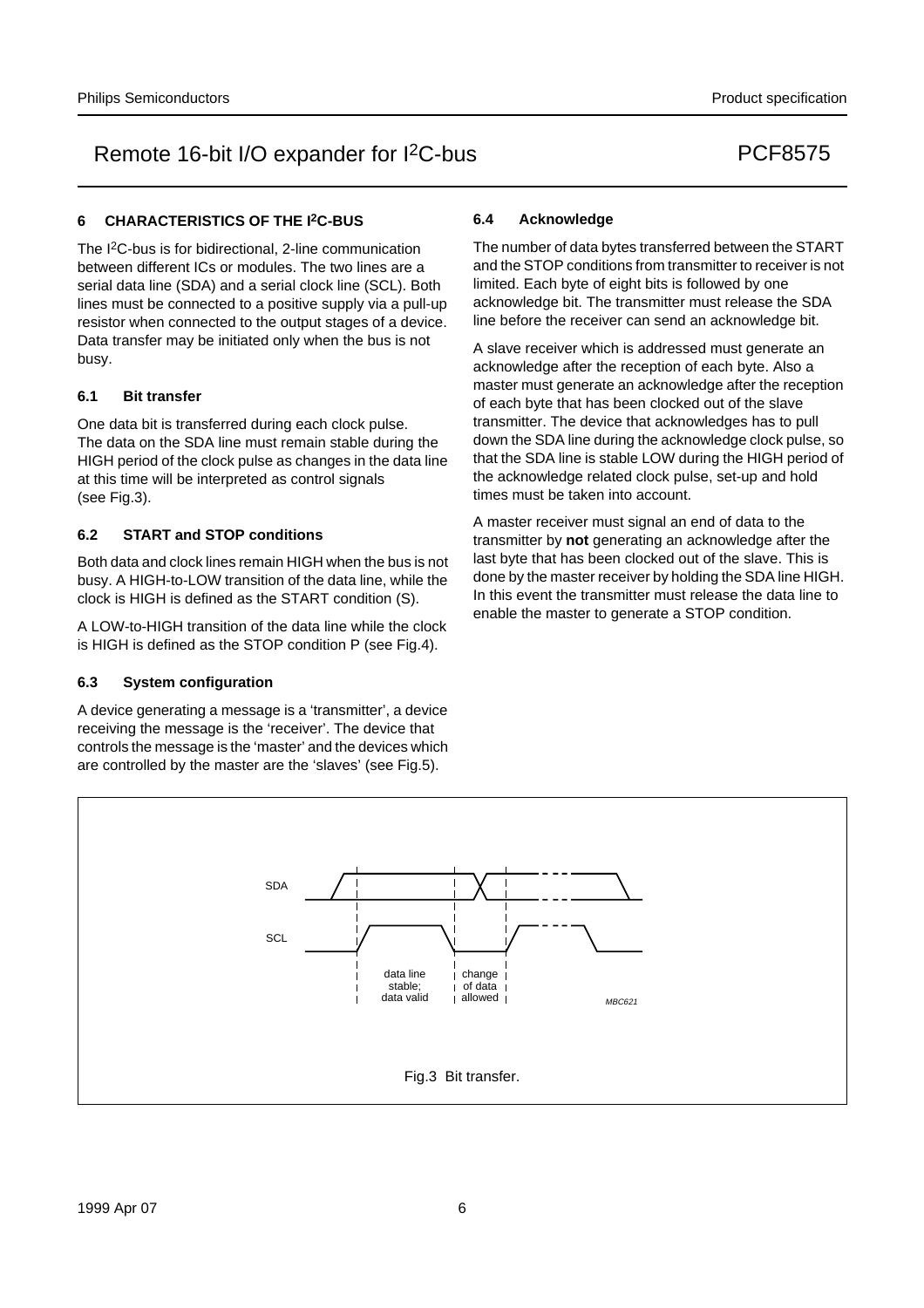## 6 CHARACTERISTICS OF THE I²C-BUS

The I²C-bus is for bidirectional, 2-line communication between different ICs or modules. The two lines are a serial data line (SDA) and a serial clock line (SCL). Both lines must be connected to a positive supply via a pull-up resistor when connected to the output stages of a device. Data transfer may be initiated only when the bus is not busy.

### 6.1 Bit transfer

One data bit is transferred during each clock pulse. The data on the SDA line must remain stable during the HIGH period of the clock pulse as changes in the data line at this time will be interpreted as control signals (see Fig.3).

### 6.2 START and STOP conditions

Both data and clock lines remain HIGH when the bus is not busy. A HIGH-to-LOW transition of the data line, while the clock is HIGH is defined as the START condition (S).

A LOW-to-HIGH transition of the data line while the clock is HIGH is defined as the STOP condition P (see Fig.4).

### 6.3 System configuration

A device generating a message is a 'transmitter', a device receiving the message is the 'receiver'. The device that controls the message is the 'master' and the devices which are controlled by the master are the 'slaves' (see Fig.5).

### 6.4 Acknowledge

The number of data bytes transferred between the START and the STOP conditions from transmitter to receiver is not limited. Each byte of eight bits is followed by one acknowledge bit. The transmitter must release the SDA line before the receiver can send an acknowledge bit.

A slave receiver which is addressed must generate an acknowledge after the reception of each byte. Also a master must generate an acknowledge after the reception of each byte that has been clocked out of the slave transmitter. The device that acknowledges has to pull down the SDA line during the acknowledge clock pulse, so that the SDA line is stable LOW during the HIGH period of the acknowledge related clock pulse, set-up and hold times must be taken into account.

A master receiver must signal an end of data to the transmitter by **not** generating an acknowledge after the last byte that has been clocked out of the slave. This is done by the master receiver by holding the SDA line HIGH. In this event the transmitter must release the data line to enable the master to generate a STOP condition.

SDA

SCL

data line stable; data valid

change of data allowed

MBC621

Fig.3 Bit transfer.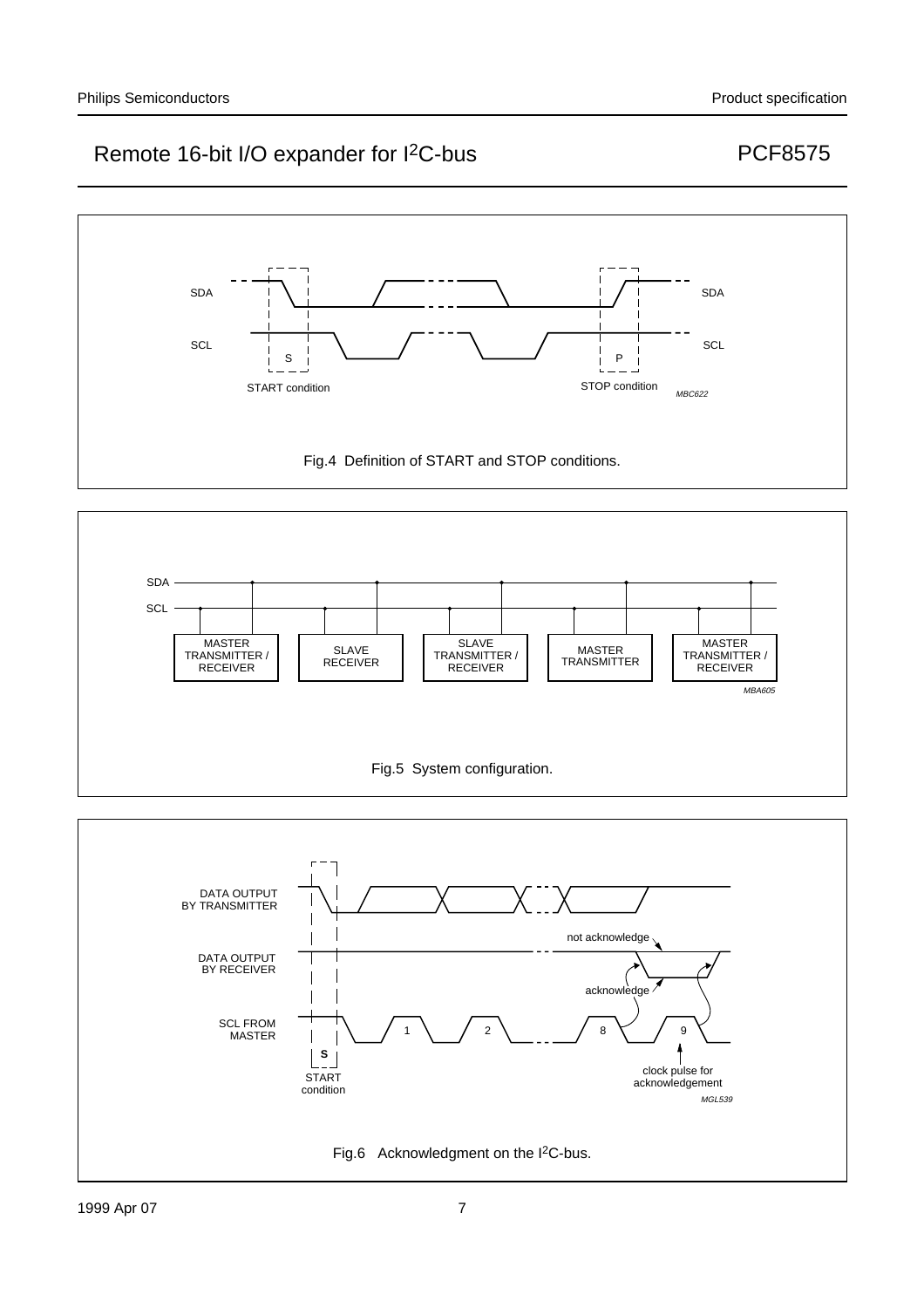Fig.4 Definition of START and STOP conditions.

Fig.5 System configuration.

Fig.6 Acknowledgment on the I$^2$C-bus.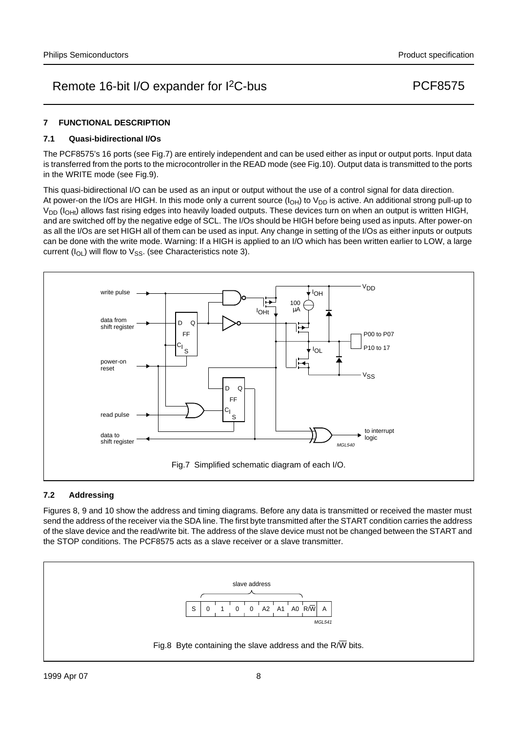## 7 FUNCTIONAL DESCRIPTION

### 7.1 Quasi-bidirectional I/Os

The PCF8575's 16 ports (see Fig.7) are entirely independent and can be used either as input or output ports. Input data is transferred from the ports to the microcontroller in the READ mode (see Fig.10). Output data is transmitted to the ports in the WRITE mode (see Fig.9).

This quasi-bidirectional I/O can be used as an input or output without the use of a control signal for data direction. At power-on the I/Os are HIGH. In this mode only a current source ($I_{OH}$) to $V_{DD}$ is active. An additional strong pull-up to $V_{DD}$ ($I_{OHt}$) allows fast rising edges into heavily loaded outputs. These devices turn on when an output is written HIGH, and are switched off by the negative edge of SCL. The I/Os should be HIGH before being used as inputs. After power-on as all the I/Os are set HIGH all of them can be used as input. Any change in setting of the I/Os as either inputs or outputs can be done with the write mode. Warning: If a HIGH is applied to an I/O which has been written earlier to LOW, a large current ($I_{OL}$) will flow to $V_{SS}$. (see Characteristics note 3).

Fig.7 Simplified schematic diagram of each I/O.

### 7.2 Addressing

Figures 8, 9 and 10 show the address and timing diagrams. Before any data is transmitted or received the master must send the address of the receiver via the SDA line. The first byte transmitted after the START condition carries the address of the slave device and the read/write bit. The address of the slave device must not be changed between the START and the STOP conditions. The PCF8575 acts as a slave receiver or a slave transmitter.

Fig.8 Byte containing the slave address and the R/$\overline{W}$ bits.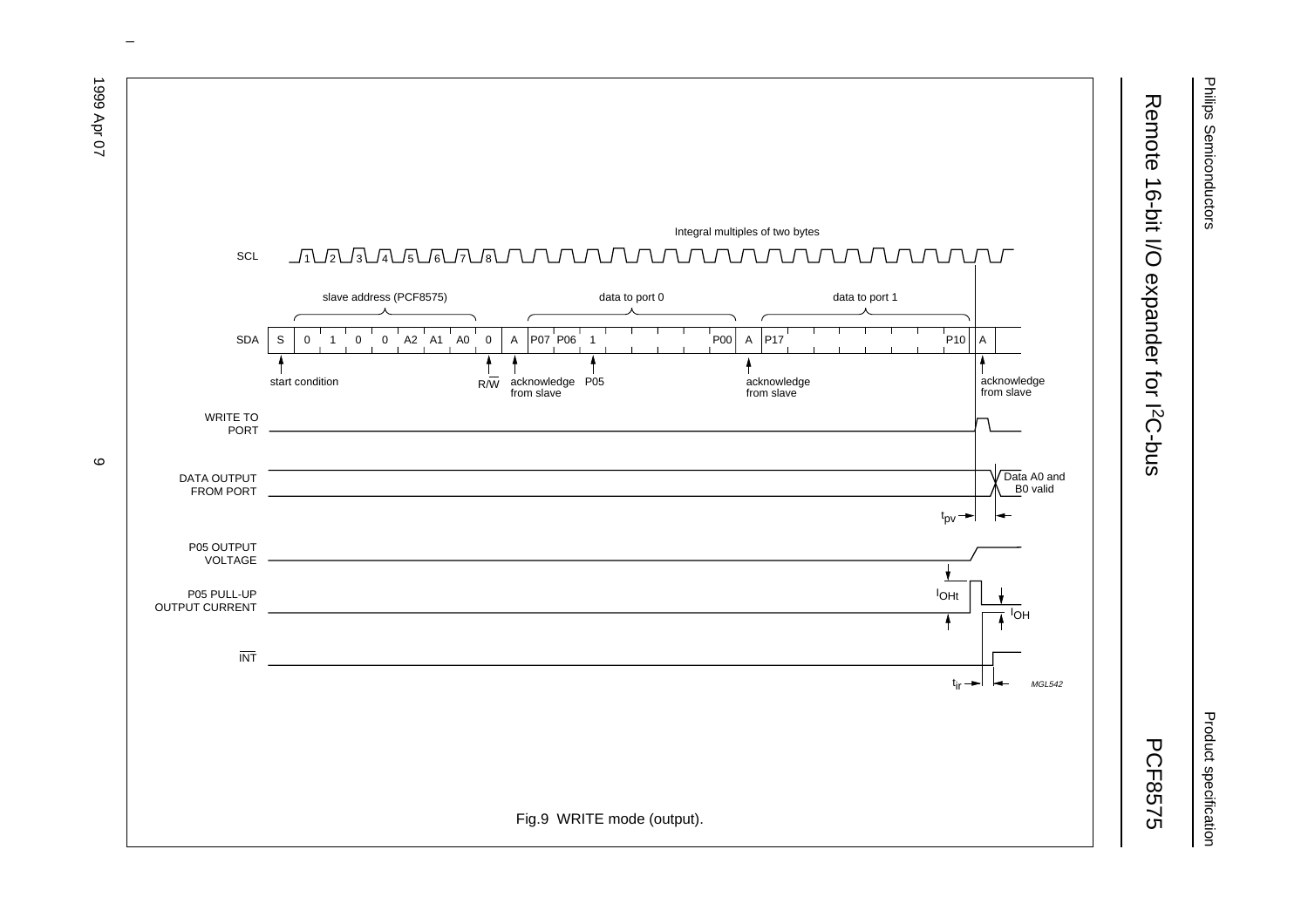Fig.9 WRITE mode (output).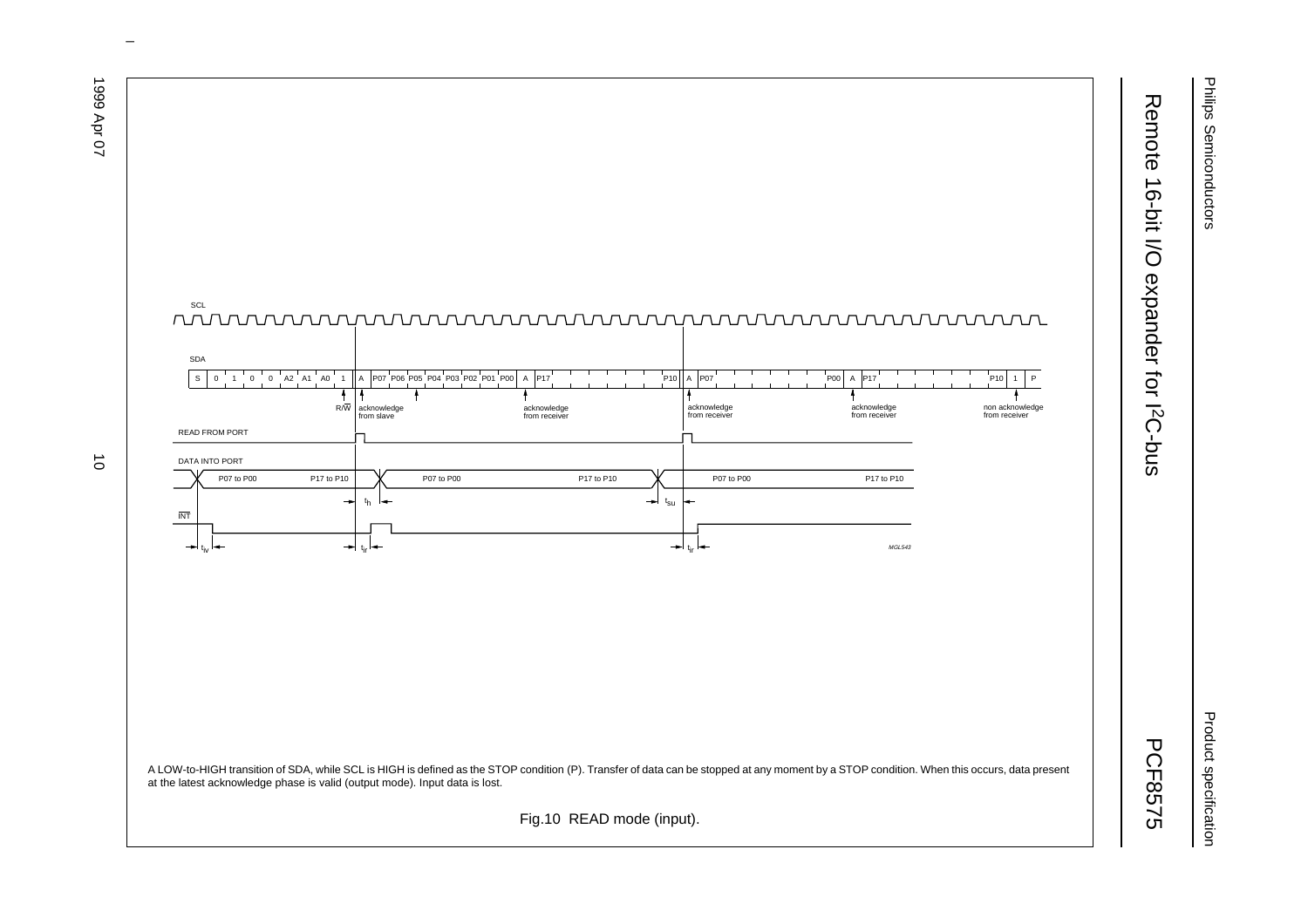A LOW-to-HIGH transition of SDA, while SCL is HIGH is defined as the STOP condition (P). Transfer of data can be stopped at any moment by a STOP condition. When this occurs, data present at the latest acknowledge phase is valid (output mode). Input data is lost.

Fig.10 READ mode (input).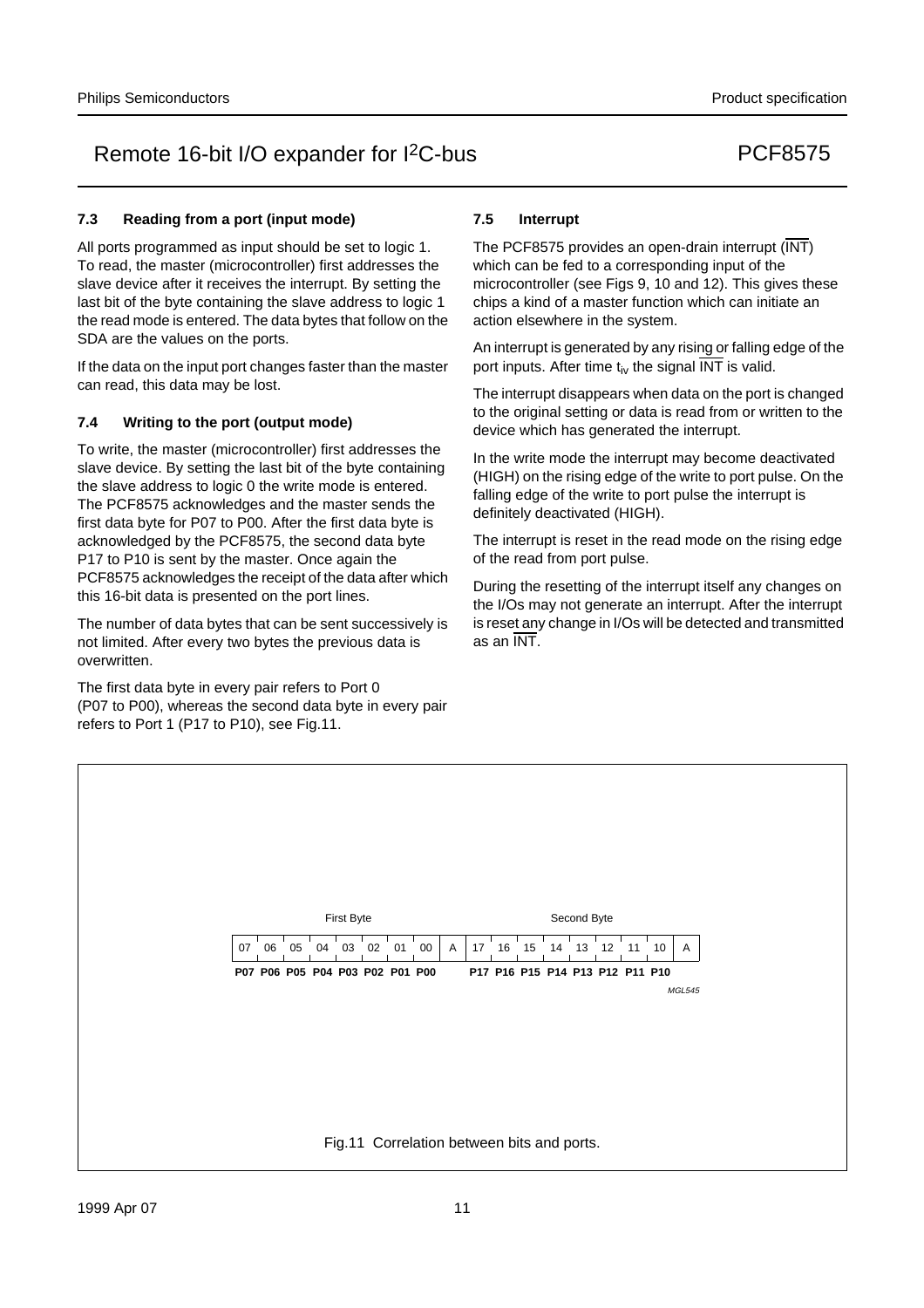### 7.3 Reading from a port (input mode)

All ports programmed as input should be set to logic 1. To read, the master (microcontroller) first addresses the slave device after it receives the interrupt. By setting the last bit of the byte containing the slave address to logic 1 the read mode is entered. The data bytes that follow on the SDA are the values on the ports.

If the data on the input port changes faster than the master can read, this data may be lost.

### 7.4 Writing to the port (output mode)

To write, the master (microcontroller) first addresses the slave device. By setting the last bit of the byte containing the slave address to logic 0 the write mode is entered. The PCF8575 acknowledges and the master sends the first data byte for P07 to P00. After the first data byte is acknowledged by the PCF8575, the second data byte P17 to P10 is sent by the master. Once again the PCF8575 acknowledges the receipt of the data after which this 16-bit data is presented on the port lines.

The number of data bytes that can be sent successively is not limited. After every two bytes the previous data is overwritten.

The first data byte in every pair refers to Port 0 (P07 to P00), whereas the second data byte in every pair refers to Port 1 (P17 to P10), see Fig.11.

### 7.5 Interrupt

The PCF8575 provides an open-drain interrupt ($\overline{INT}$) which can be fed to a corresponding input of the microcontroller (see Figs 9, 10 and 12). This gives these chips a kind of a master function which can initiate an action elsewhere in the system.

An interrupt is generated by any rising or falling edge of the port inputs. After time $t_{iv}$ the signal $\overline{INT}$ is valid.

The interrupt disappears when data on the port is changed to the original setting or data is read from or written to the device which has generated the interrupt.

In the write mode the interrupt may become deactivated (HIGH) on the rising edge of the write to port pulse. On the falling edge of the write to port pulse the interrupt is definitely deactivated (HIGH).

The interrupt is reset in the read mode on the rising edge of the read from port pulse.

During the resetting of the interrupt itself any changes on the I/Os may not generate an interrupt. After the interrupt is reset any change in I/Os will be detected and transmitted as an $\overline{INT}$.

| First Byte | | | | | | | | | Second Byte | | | | | | | | |
|---|---|---|---|---|---|---|---|---|---|---|---|---|---|---|---|---|---|
| 07 | 06 | 05 | 04 | 03 | 02 | 01 | 00 | A | 17 | 16 | 15 | 14 | 13 | 12 | 11 | 10 | A |
| **P07** | **P06** | **P05** | **P04** | **P03** | **P02** | **P01** | **P00** | | **P17** | **P16** | **P15** | **P14** | **P13** | **P12** | **P11** | **P10** | |

MGL545

Fig.11 Correlation between bits and ports.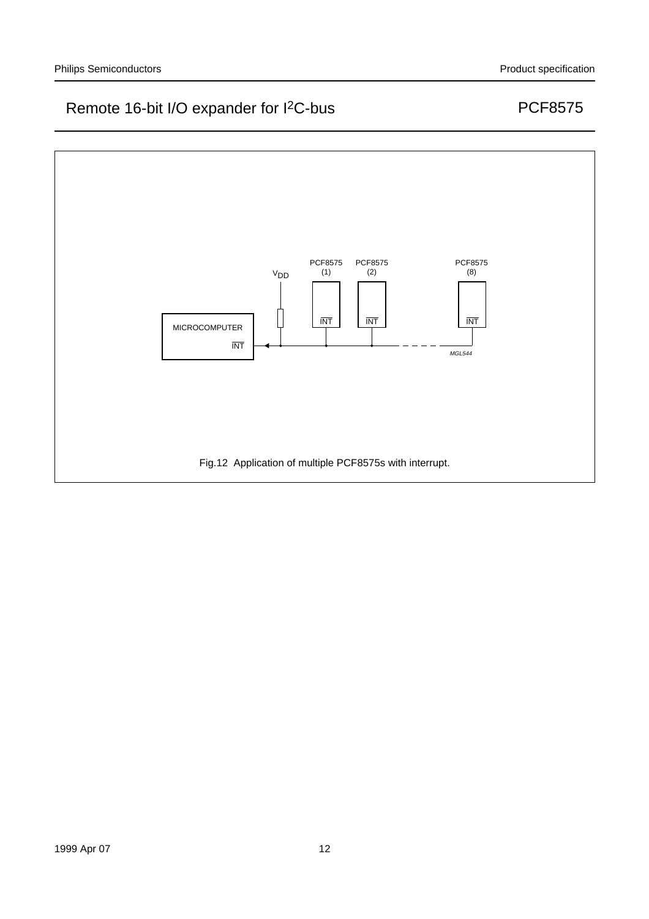Fig.12 Application of multiple PCF8575s with interrupt.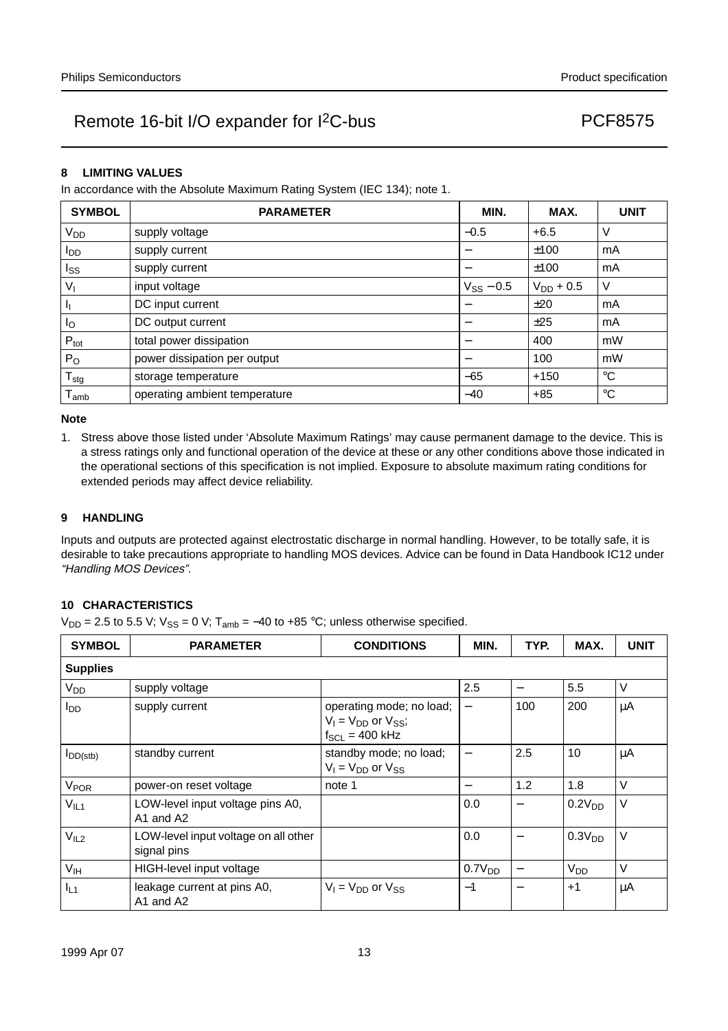## 8 LIMITING VALUES

In accordance with the Absolute Maximum Rating System (IEC 134); note 1.

| SYMBOL | PARAMETER | MIN. | MAX. | UNIT |
|---|---|---|---|---|
| $V_{DD}$ | supply voltage | −0.5 | +6.5 | V |
| $I_{DD}$ | supply current | − | ±100 | mA |
| $I_{SS}$ | supply current | − | ±100 | mA |
| $V_I$ | input voltage | $V_{SS}$ − 0.5 | $V_{DD}$ + 0.5 | V |
| $I_I$ | DC input current | − | ±20 | mA |
| $I_O$ | DC output current | − | ±25 | mA |
| $P_{tot}$ | total power dissipation | − | 400 | mW |
| $P_O$ | power dissipation per output | − | 100 | mW |
| $T_{stg}$ | storage temperature | −65 | +150 | °C |
| $T_{amb}$ | operating ambient temperature | −40 | +85 | °C |

**Note**

1. Stress above those listed under 'Absolute Maximum Ratings' may cause permanent damage to the device. This is a stress ratings only and functional operation of the device at these or any other conditions above those indicated in the operational sections of this specification is not implied. Exposure to absolute maximum rating conditions for extended periods may affect device reliability.

## 9 HANDLING

Inputs and outputs are protected against electrostatic discharge in normal handling. However, to be totally safe, it is desirable to take precautions appropriate to handling MOS devices. Advice can be found in Data Handbook IC12 under *"Handling MOS Devices"*.

## 10 CHARACTERISTICS

$V_{DD}$ = 2.5 to 5.5 V; $V_{SS}$ = 0 V; $T_{amb}$ = −40 to +85 °C; unless otherwise specified.

| SYMBOL | PARAMETER | CONDITIONS | MIN. | TYP. | MAX. | UNIT |
|---|---|---|---|---|---|---|
| **Supplies** | | | | | | |
| $V_{DD}$ | supply voltage | | 2.5 | − | 5.5 | V |
| $I_{DD}$ | supply current | operating mode; no load; $V_I = V_{DD}$ or $V_{SS}$; $f_{SCL}$ = 400 kHz | − | 100 | 200 | μA |
| $I_{DD(stb)}$ | standby current | standby mode; no load; $V_I = V_{DD}$ or $V_{SS}$ | − | 2.5 | 10 | μA |
| $V_{POR}$ | power-on reset voltage | note 1 | − | 1.2 | 1.8 | V |
| $V_{IL1}$ | LOW-level input voltage pins A0, A1 and A2 | | 0.0 | − | $0.2V_{DD}$ | V |
| $V_{IL2}$ | LOW-level input voltage on all other signal pins | | 0.0 | − | $0.3V_{DD}$ | V |
| $V_{IH}$ | HIGH-level input voltage | | $0.7V_{DD}$ | − | $V_{DD}$ | V |
| $I_{L1}$ | leakage current at pins A0, A1 and A2 | $V_I = V_{DD}$ or $V_{SS}$ | −1 | − | +1 | μA |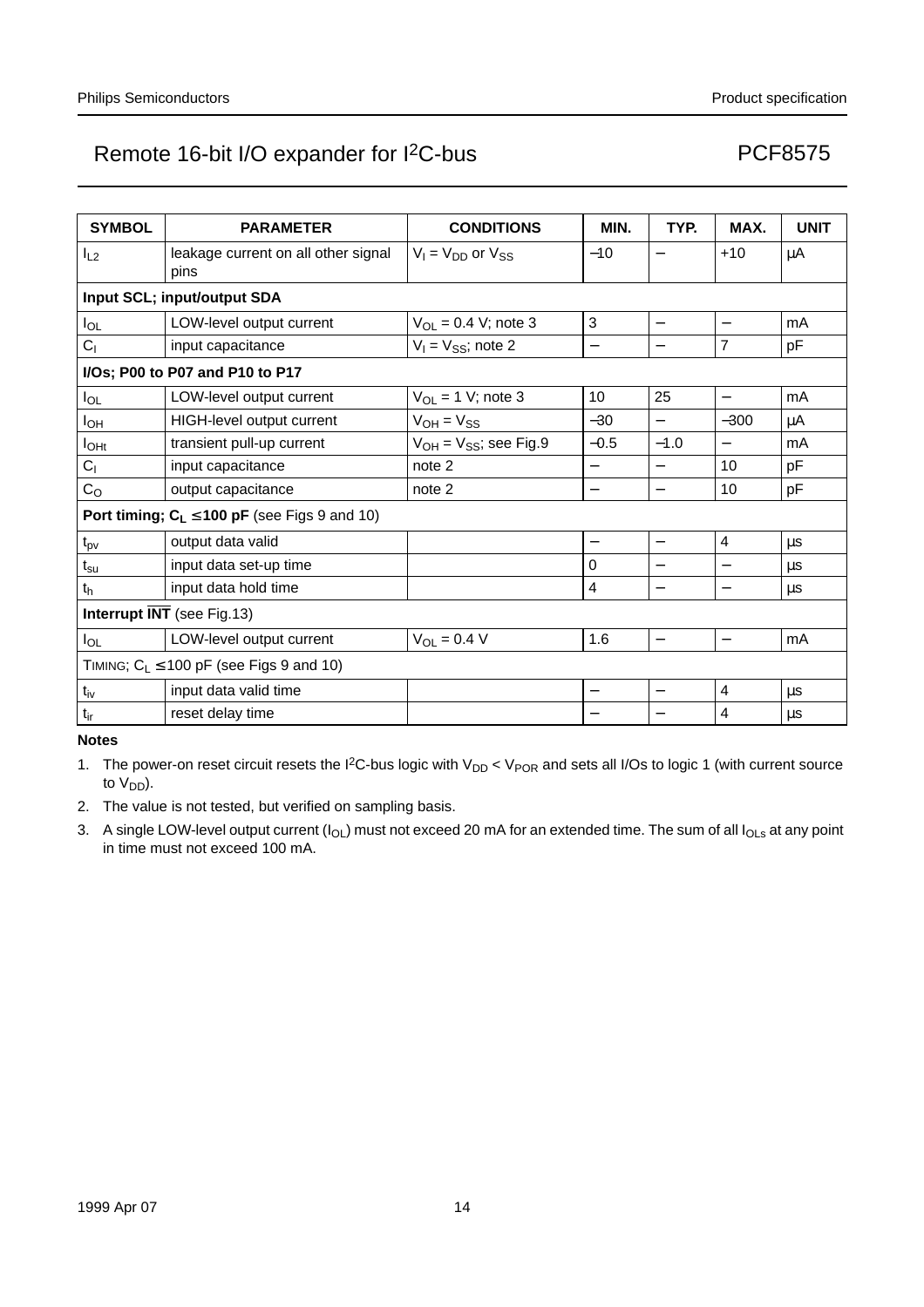| SYMBOL | PARAMETER | CONDITIONS | MIN. | TYP. | MAX. | UNIT |
|---|---|---|---|---|---|---|
| $I_{L2}$ | leakage current on all other signal pins | $V_I = V_{DD}$ or $V_{SS}$ | −10 | − | +10 | μA |
| **Input SCL; input/output SDA** | | | | | | |
| $I_{OL}$ | LOW-level output current | $V_{OL} = 0.4$ V; note 3 | 3 | − | − | mA |
| $C_I$ | input capacitance | $V_I = V_{SS}$; note 2 | − | − | 7 | pF |
| **I/Os; P00 to P07 and P10 to P17** | | | | | | |
| $I_{OL}$ | LOW-level output current | $V_{OL} = 1$ V; note 3 | 10 | 25 | − | mA |
| $I_{OH}$ | HIGH-level output current | $V_{OH} = V_{SS}$ | −30 | − | −300 | μA |
| $I_{OHt}$ | transient pull-up current | $V_{OH} = V_{SS}$; see Fig.9 | −0.5 | −1.0 | − | mA |
| $C_I$ | input capacitance | note 2 | − | − | 10 | pF |
| $C_O$ | output capacitance | note 2 | − | − | 10 | pF |
| **Port timing; $C_L \leq 100$ pF** (see Figs 9 and 10) | | | | | | |
| $t_{pv}$ | output data valid | | − | − | 4 | μs |
| $t_{su}$ | input data set-up time | | 0 | − | − | μs |
| $t_h$ | input data hold time | | 4 | − | − | μs |
| **Interrupt $\overline{INT}$** (see Fig.13) | | | | | | |
| $I_{OL}$ | LOW-level output current | $V_{OL} = 0.4$ V | 1.6 | − | − | mA |
| TIMING; $C_L \leq 100$ pF (see Figs 9 and 10) | | | | | | |
| $t_{iv}$ | input data valid time | | − | − | 4 | μs |
| $t_{ir}$ | reset delay time | | − | − | 4 | μs |

**Notes**

1. The power-on reset circuit resets the I²C-bus logic with $V_{DD} < V_{POR}$ and sets all I/Os to logic 1 (with current source to $V_{DD}$).
2. The value is not tested, but verified on sampling basis.
3. A single LOW-level output current ($I_{OL}$) must not exceed 20 mA for an extended time. The sum of all $I_{OLs}$ at any point in time must not exceed 100 mA.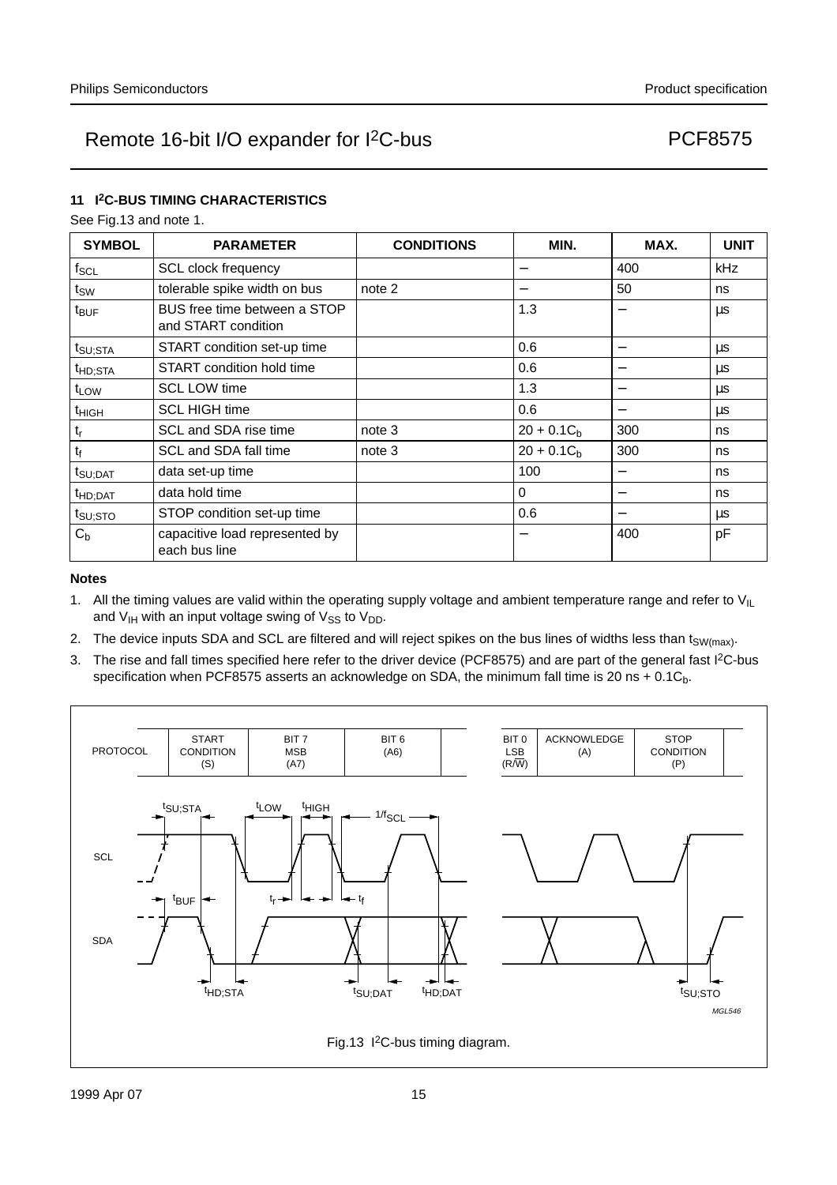## 11 I²C-BUS TIMING CHARACTERISTICS

See Fig.13 and note 1.

| SYMBOL | PARAMETER | CONDITIONS | MIN. | MAX. | UNIT |
|---|---|---|---|---|---|
| $f_{SCL}$ | SCL clock frequency | | – | 400 | kHz |
| $t_{SW}$ | tolerable spike width on bus | note 2 | – | 50 | ns |
| $t_{BUF}$ | BUS free time between a STOP and START condition | | 1.3 | – | μs |
| $t_{SU;STA}$ | START condition set-up time | | 0.6 | – | μs |
| $t_{HD;STA}$ | START condition hold time | | 0.6 | – | μs |
| $t_{LOW}$ | SCL LOW time | | 1.3 | – | μs |
| $t_{HIGH}$ | SCL HIGH time | | 0.6 | – | μs |
| $t_r$ | SCL and SDA rise time | note 3 | $20 + 0.1C_b$ | 300 | ns |
| $t_f$ | SCL and SDA fall time | note 3 | $20 + 0.1C_b$ | 300 | ns |
| $t_{SU;DAT}$ | data set-up time | | 100 | – | ns |
| $t_{HD;DAT}$ | data hold time | | 0 | – | ns |
| $t_{SU;STO}$ | STOP condition set-up time | | 0.6 | – | μs |
| $C_b$ | capacitive load represented by each bus line | | – | 400 | pF |

**Notes**

1. All the timing values are valid within the operating supply voltage and ambient temperature range and refer to $V_{IL}$ and $V_{IH}$ with an input voltage swing of $V_{SS}$ to $V_{DD}$.
2. The device inputs SDA and SCL are filtered and will reject spikes on the bus lines of widths less than $t_{SW(max)}$.
3. The rise and fall times specified here refer to the driver device (PCF8575) and are part of the general fast I²C-bus specification when PCF8575 asserts an acknowledge on SDA, the minimum fall time is 20 ns + $0.1C_b$.

Fig.13 I²C-bus timing diagram.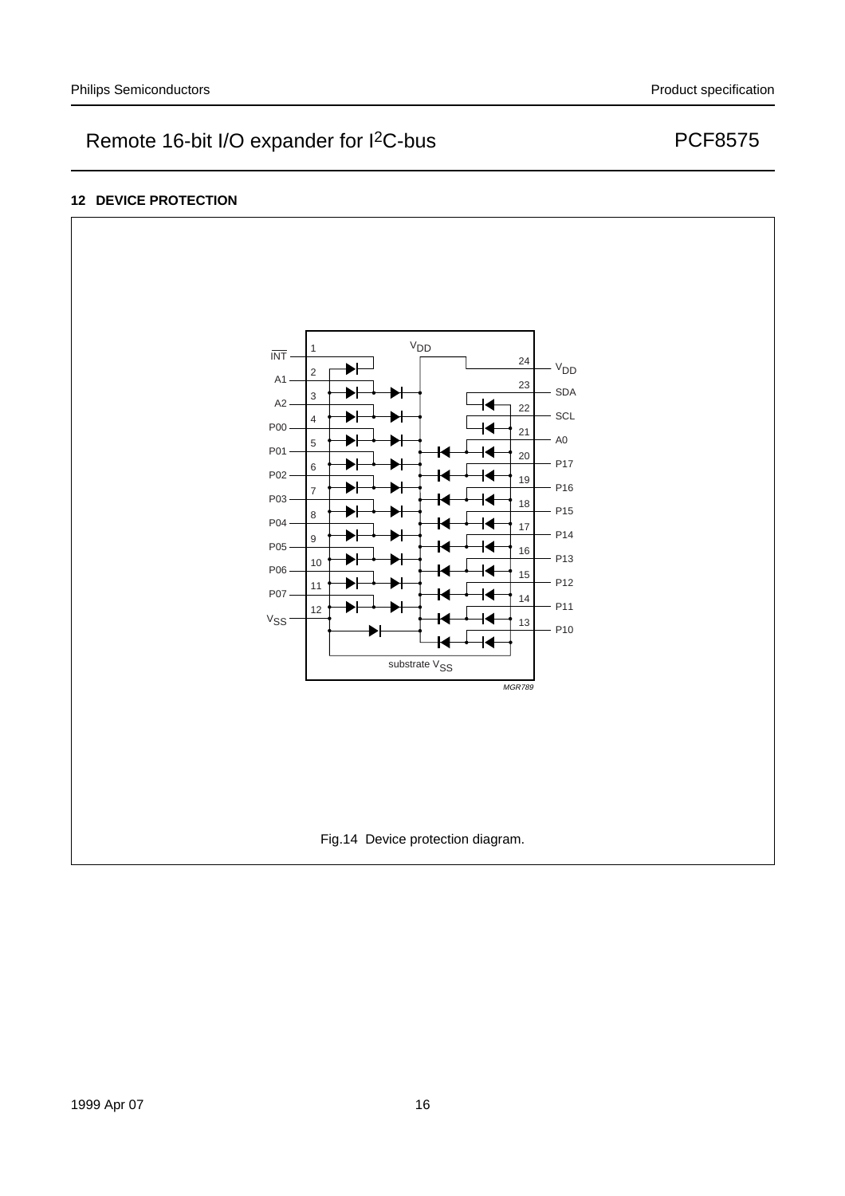## 12 DEVICE PROTECTION

Fig.14 Device protection diagram.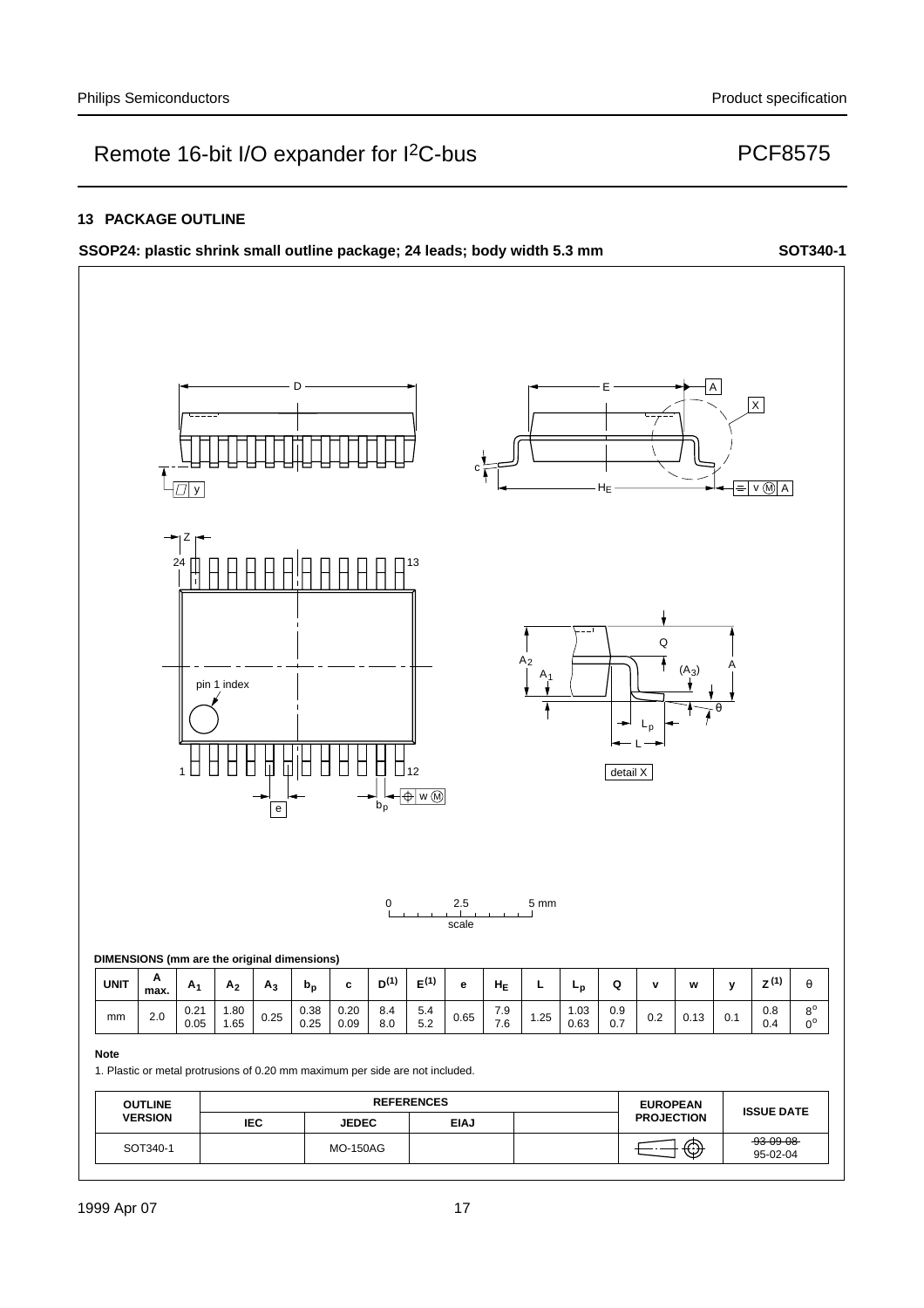## 13 PACKAGE OUTLINE

**SSOP24: plastic shrink small outline package; 24 leads; body width 5.3 mm** **SOT340-1**

**DIMENSIONS (mm are the original dimensions)**

| UNIT | A max. | $A_1$ | $A_2$ | $A_3$ | $b_p$ | c | $D^{(1)}$ | $E^{(1)}$ | e | $H_E$ | L | $L_p$ | Q | v | w | y | $Z^{(1)}$ | θ |
|---|---|---|---|---|---|---|---|---|---|---|---|---|---|---|---|---|---|---|
| mm | 2.0 | 0.21<br>0.05 | 1.80<br>1.65 | 0.25 | 0.38<br>0.25 | 0.20<br>0.09 | 8.4<br>8.0 | 5.4<br>5.2 | 0.65 | 7.9<br>7.6 | 1.25 | 1.03<br>0.63 | 0.9<br>0.7 | 0.2 | 0.13 | 0.1 | 0.8<br>0.4 | 8°<br>0° |

**Note**

1. Plastic or metal protrusions of 0.20 mm maximum per side are not included.

| OUTLINE VERSION | REFERENCES | | | | EUROPEAN PROJECTION | ISSUE DATE |
|---|---|---|---|---|---|---|
| | IEC | JEDEC | EIAJ | | | |
| SOT340-1 | | MO-150AG | | | | ~~93-09-08~~<br>95-02-04 |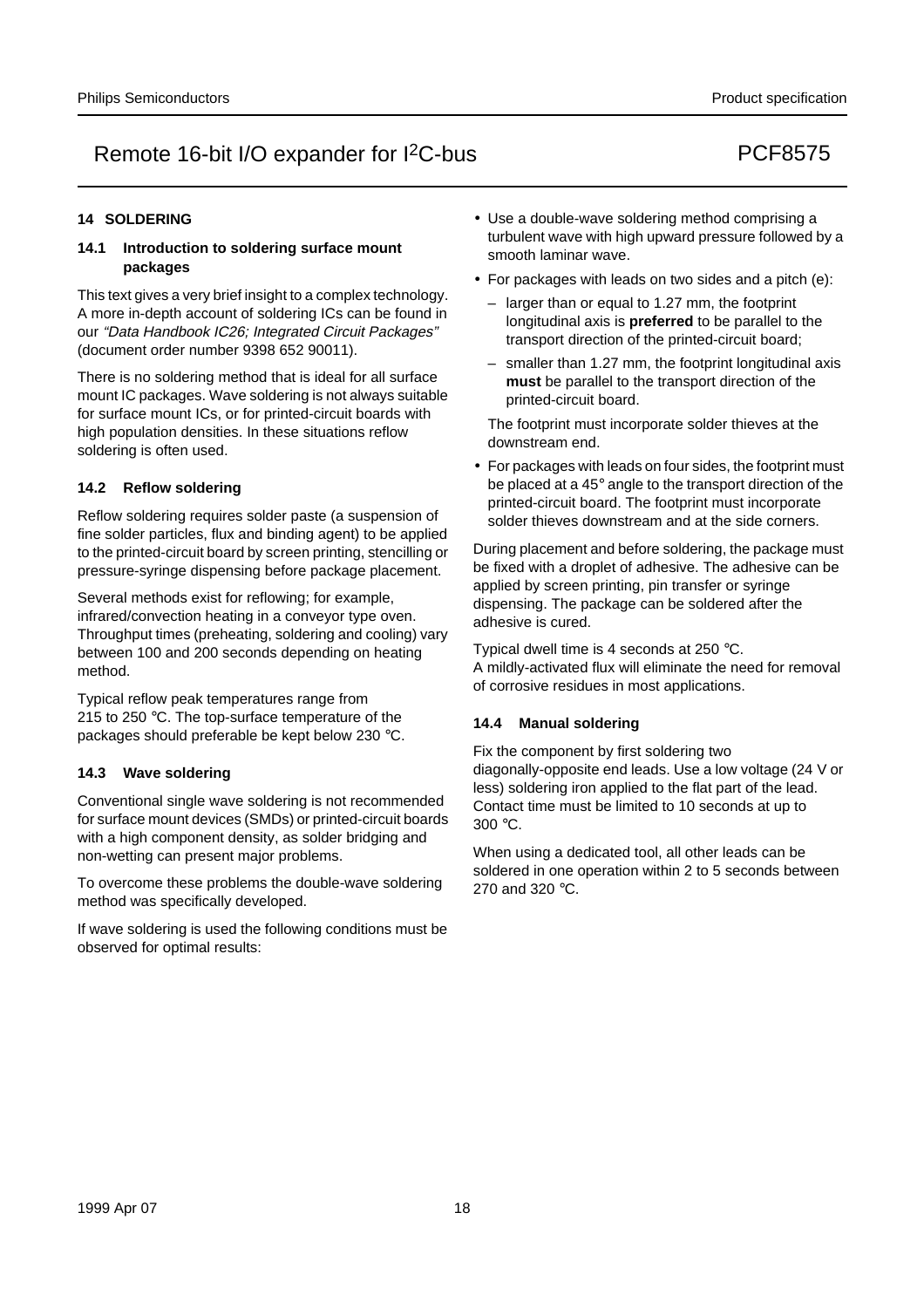## 14 SOLDERING

### 14.1 Introduction to soldering surface mount packages

This text gives a very brief insight to a complex technology. A more in-depth account of soldering ICs can be found in our *"Data Handbook IC26; Integrated Circuit Packages"* (document order number 9398 652 90011).

There is no soldering method that is ideal for all surface mount IC packages. Wave soldering is not always suitable for surface mount ICs, or for printed-circuit boards with high population densities. In these situations reflow soldering is often used.

### 14.2 Reflow soldering

Reflow soldering requires solder paste (a suspension of fine solder particles, flux and binding agent) to be applied to the printed-circuit board by screen printing, stencilling or pressure-syringe dispensing before package placement.

Several methods exist for reflowing; for example, infrared/convection heating in a conveyor type oven. Throughput times (preheating, soldering and cooling) vary between 100 and 200 seconds depending on heating method.

Typical reflow peak temperatures range from 215 to 250 °C. The top-surface temperature of the packages should preferable be kept below 230 °C.

### 14.3 Wave soldering

Conventional single wave soldering is not recommended for surface mount devices (SMDs) or printed-circuit boards with a high component density, as solder bridging and non-wetting can present major problems.

To overcome these problems the double-wave soldering method was specifically developed.

If wave soldering is used the following conditions must be observed for optimal results:

- Use a double-wave soldering method comprising a turbulent wave with high upward pressure followed by a smooth laminar wave.
- For packages with leads on two sides and a pitch (e):
  - larger than or equal to 1.27 mm, the footprint longitudinal axis is **preferred** to be parallel to the transport direction of the printed-circuit board;
  - smaller than 1.27 mm, the footprint longitudinal axis **must** be parallel to the transport direction of the printed-circuit board.

  The footprint must incorporate solder thieves at the downstream end.
- For packages with leads on four sides, the footprint must be placed at a 45° angle to the transport direction of the printed-circuit board. The footprint must incorporate solder thieves downstream and at the side corners.

During placement and before soldering, the package must be fixed with a droplet of adhesive. The adhesive can be applied by screen printing, pin transfer or syringe dispensing. The package can be soldered after the adhesive is cured.

Typical dwell time is 4 seconds at 250 °C.
A mildly-activated flux will eliminate the need for removal of corrosive residues in most applications.

### 14.4 Manual soldering

Fix the component by first soldering two diagonally-opposite end leads. Use a low voltage (24 V or less) soldering iron applied to the flat part of the lead. Contact time must be limited to 10 seconds at up to 300 °C.

When using a dedicated tool, all other leads can be soldered in one operation within 2 to 5 seconds between 270 and 320 °C.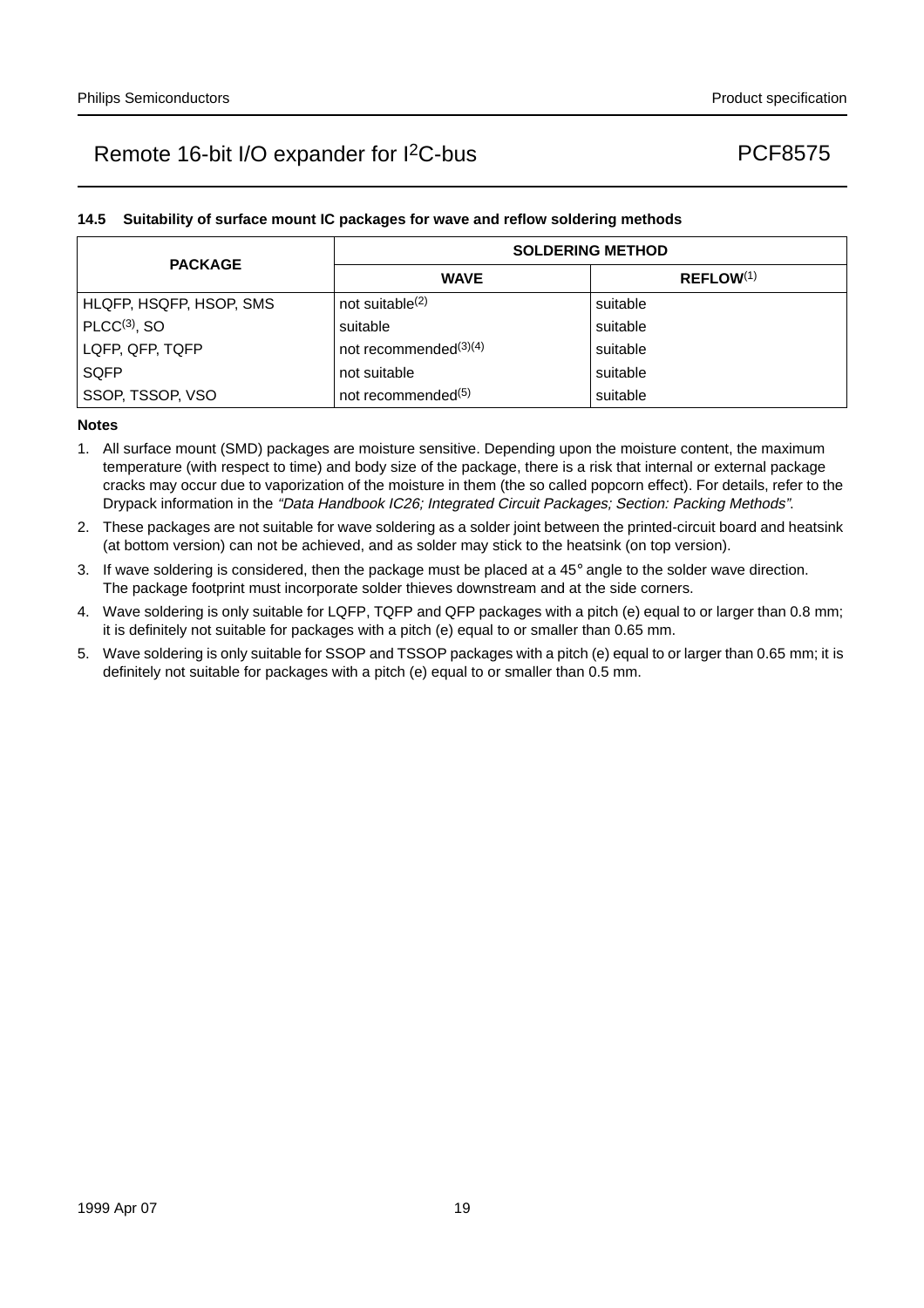### 14.5 Suitability of surface mount IC packages for wave and reflow soldering methods

| PACKAGE | SOLDERING METHOD | |
|---|---|---|
| | **WAVE** | **REFLOW**[1] |
| HLQFP, HSQFP, HSOP, SMS | not suitable[2] | suitable |
| PLCC[3], SO | suitable | suitable |
| LQFP, QFP, TQFP | not recommended[3][4] | suitable |
| SQFP | not suitable | suitable |
| SSOP, TSSOP, VSO | not recommended[5] | suitable |

**Notes**

1. All surface mount (SMD) packages are moisture sensitive. Depending upon the moisture content, the maximum temperature (with respect to time) and body size of the package, there is a risk that internal or external package cracks may occur due to vaporization of the moisture in them (the so called popcorn effect). For details, refer to the Drypack information in the *"Data Handbook IC26; Integrated Circuit Packages; Section: Packing Methods"*.
2. These packages are not suitable for wave soldering as a solder joint between the printed-circuit board and heatsink (at bottom version) can not be achieved, and as solder may stick to the heatsink (on top version).
3. If wave soldering is considered, then the package must be placed at a 45° angle to the solder wave direction. The package footprint must incorporate solder thieves downstream and at the side corners.
4. Wave soldering is only suitable for LQFP, TQFP and QFP packages with a pitch (e) equal to or larger than 0.8 mm; it is definitely not suitable for packages with a pitch (e) equal to or smaller than 0.65 mm.
5. Wave soldering is only suitable for SSOP and TSSOP packages with a pitch (e) equal to or larger than 0.65 mm; it is definitely not suitable for packages with a pitch (e) equal to or smaller than 0.5 mm.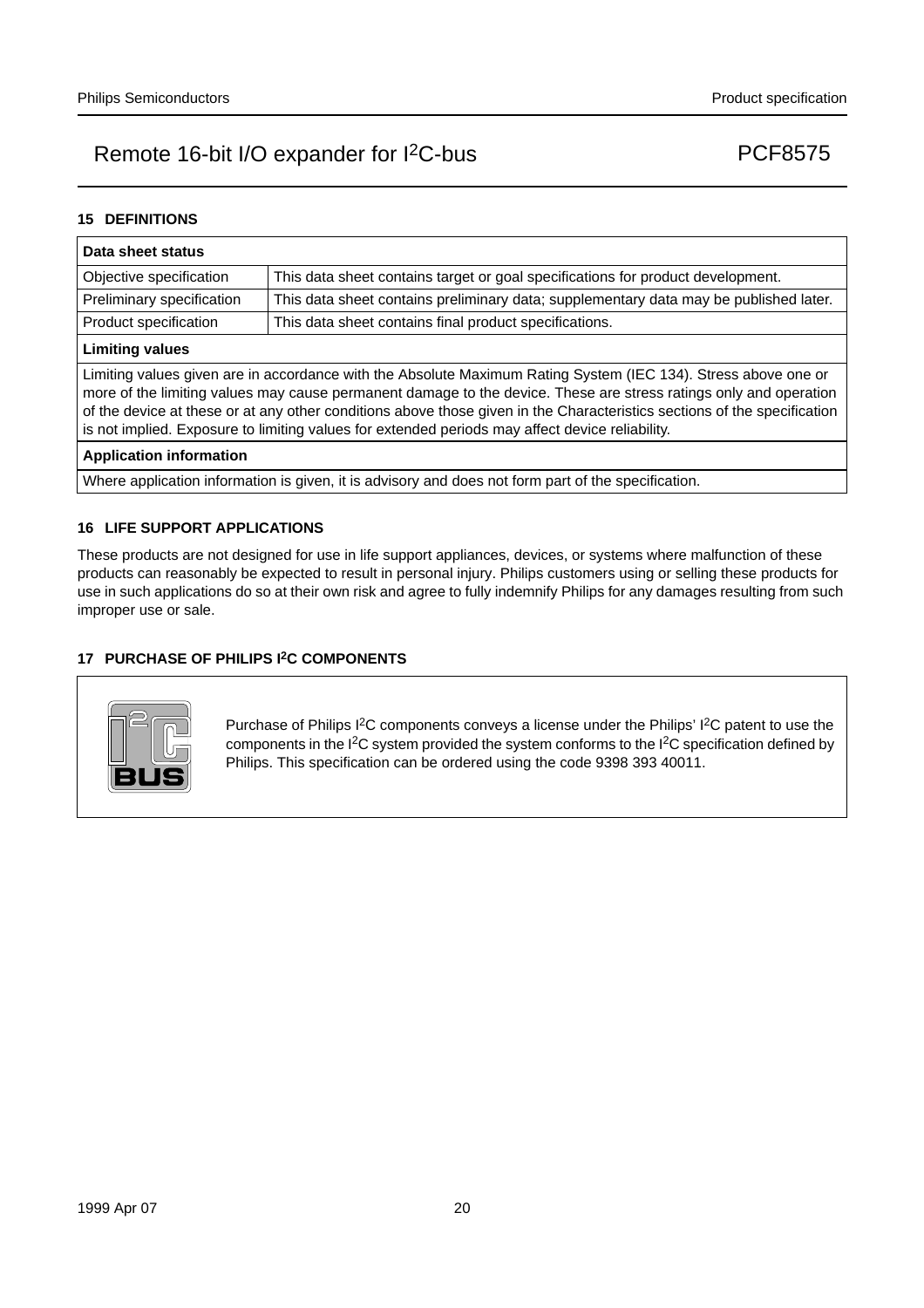## 15 DEFINITIONS

| Data sheet status | |
|---|---|
| Objective specification | This data sheet contains target or goal specifications for product development. |
| Preliminary specification | This data sheet contains preliminary data; supplementary data may be published later. |
| Product specification | This data sheet contains final product specifications. |

**Limiting values**

Limiting values given are in accordance with the Absolute Maximum Rating System (IEC 134). Stress above one or more of the limiting values may cause permanent damage to the device. These are stress ratings only and operation of the device at these or at any other conditions above those given in the Characteristics sections of the specification is not implied. Exposure to limiting values for extended periods may affect device reliability.

**Application information**

Where application information is given, it is advisory and does not form part of the specification.

## 16 LIFE SUPPORT APPLICATIONS

These products are not designed for use in life support appliances, devices, or systems where malfunction of these products can reasonably be expected to result in personal injury. Philips customers using or selling these products for use in such applications do so at their own risk and agree to fully indemnify Philips for any damages resulting from such improper use or sale.

## 17 PURCHASE OF PHILIPS I²C COMPONENTS

Purchase of Philips I²C components conveys a license under the Philips' I²C patent to use the components in the I²C system provided the system conforms to the I²C specification defined by Philips. This specification can be ordered using the code 9398 393 40011.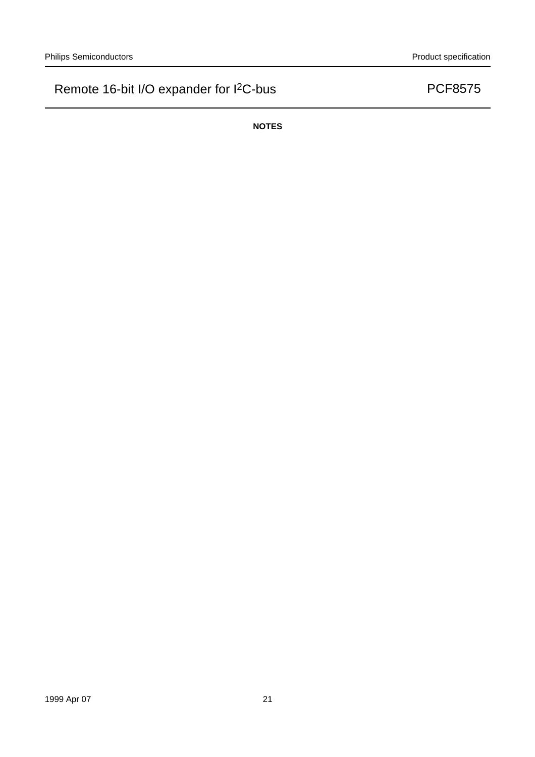**NOTES**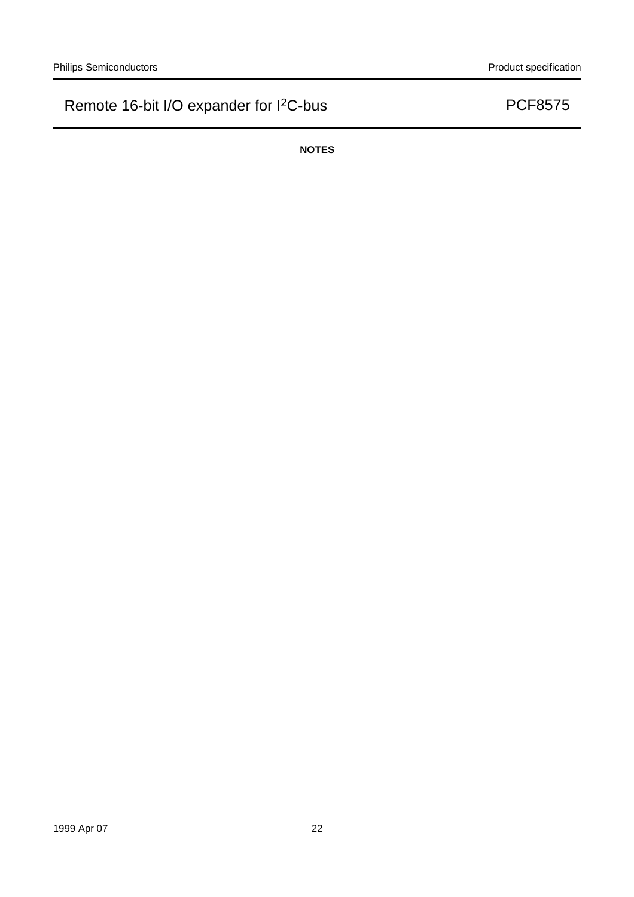**NOTES**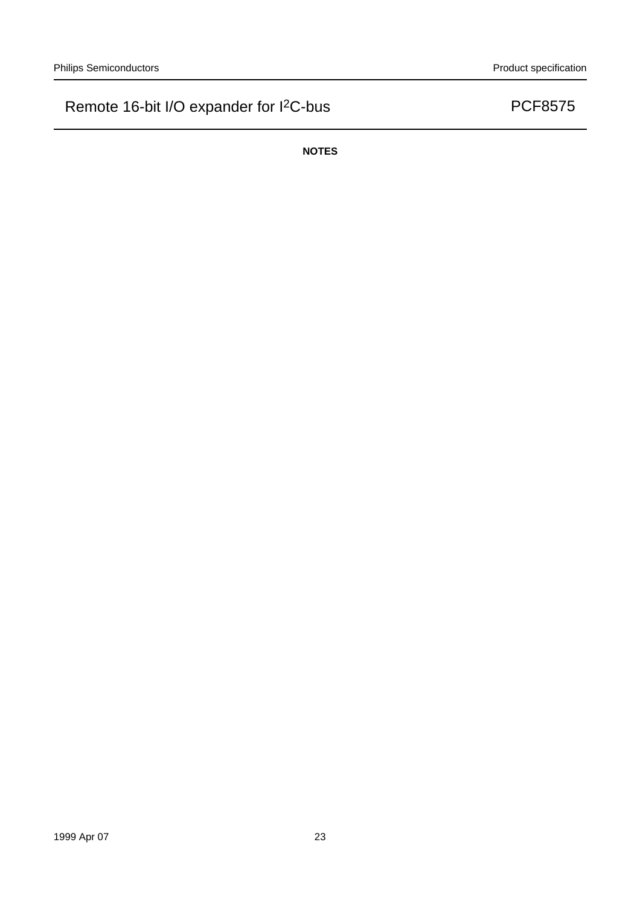**NOTES**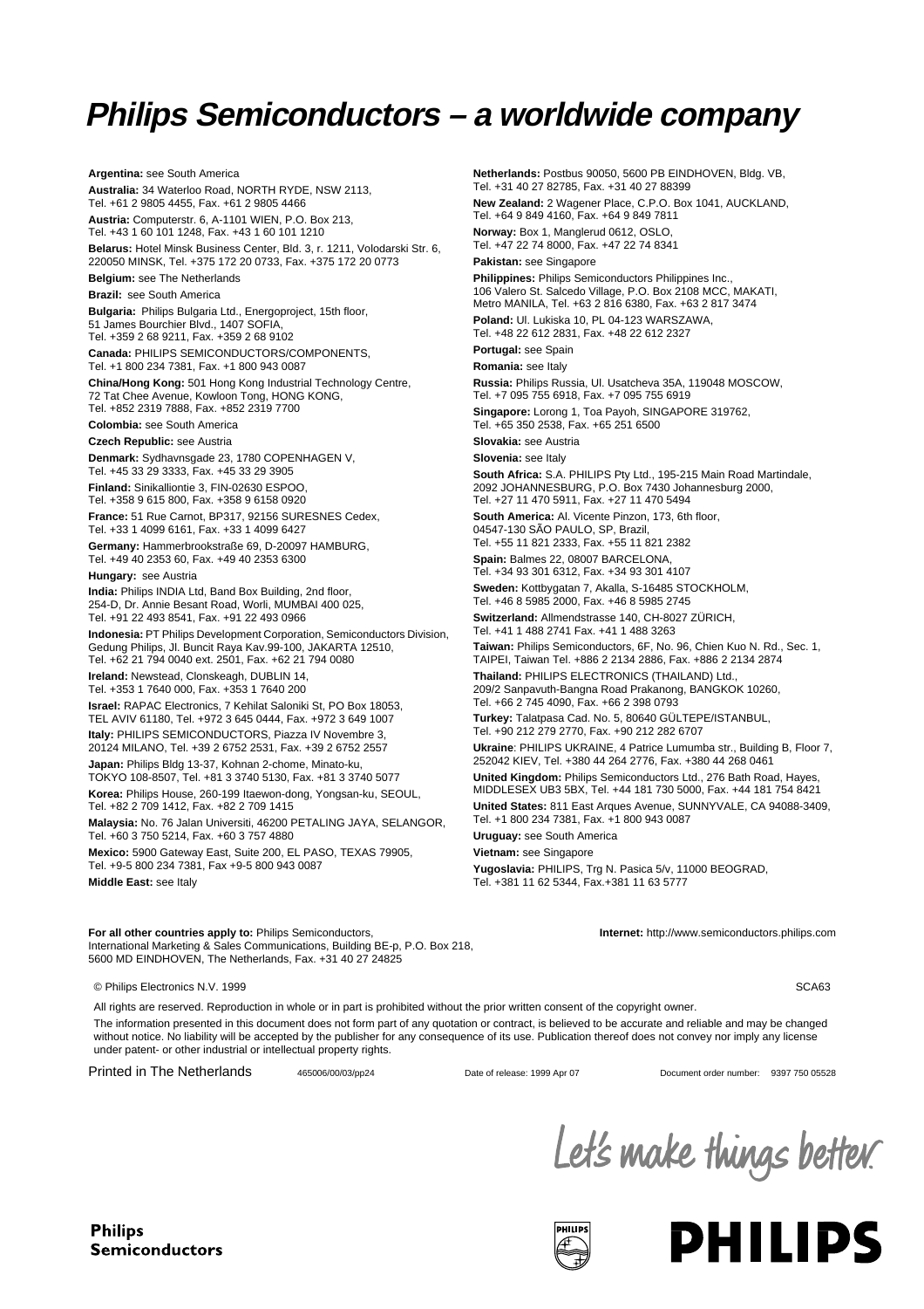# Philips Semiconductors – a worldwide company

**Argentina:** see South America

**Australia:** 34 Waterloo Road, NORTH RYDE, NSW 2113, Tel. +61 2 9805 4455, Fax. +61 2 9805 4466

**Austria:** Computerstr. 6, A-1101 WIEN, P.O. Box 213, Tel. +43 1 60 101 1248, Fax. +43 1 60 101 1210

**Belarus:** Hotel Minsk Business Center, Bld. 3, r. 1211, Volodarski Str. 6, 220050 MINSK, Tel. +375 172 20 0733, Fax. +375 172 20 0773

**Belgium:** see The Netherlands

**Brazil:** see South America

**Bulgaria:** Philips Bulgaria Ltd., Energoproject, 15th floor, 51 James Bourchier Blvd., 1407 SOFIA, Tel. +359 2 68 9211, Fax. +359 2 68 9102

**Canada:** PHILIPS SEMICONDUCTORS/COMPONENTS, Tel. +1 800 234 7381, Fax. +1 800 943 0087

**China/Hong Kong:** 501 Hong Kong Industrial Technology Centre, 72 Tat Chee Avenue, Kowloon Tong, HONG KONG, Tel. +852 2319 7888, Fax. +852 2319 7700

**Colombia:** see South America

**Czech Republic:** see Austria

**Denmark:** Sydhavnsgade 23, 1780 COPENHAGEN V, Tel. +45 33 29 3333, Fax. +45 33 29 3905

**Finland:** Sinikalliontie 3, FIN-02630 ESPOO, Tel. +358 9 615 800, Fax. +358 9 6158 0920

**France:** 51 Rue Carnot, BP317, 92156 SURESNES Cedex, Tel. +33 1 4099 6161, Fax. +33 1 4099 6427

**Germany:** Hammerbrookstraße 69, D-20097 HAMBURG, Tel. +49 40 2353 60, Fax. +49 40 2353 6300

**Hungary:** see Austria

**India:** Philips INDIA Ltd, Band Box Building, 2nd floor, 254-D, Dr. Annie Besant Road, Worli, MUMBAI 400 025, Tel. +91 22 493 8541, Fax. +91 22 493 0966

**Indonesia:** PT Philips Development Corporation, Semiconductors Division, Gedung Philips, Jl. Buncit Raya Kav.99-100, JAKARTA 12510, Tel. +62 21 794 0040 ext. 2501, Fax. +62 21 794 0080

**Ireland:** Newstead, Clonskeagh, DUBLIN 14, Tel. +353 1 7640 000, Fax. +353 1 7640 200

**Israel:** RAPAC Electronics, 7 Kehilat Saloniki St, PO Box 18053, TEL AVIV 61180, Tel. +972 3 645 0444, Fax. +972 3 649 1007

**Italy:** PHILIPS SEMICONDUCTORS, Piazza IV Novembre 3, 20124 MILANO, Tel. +39 2 6752 2531, Fax. +39 2 6752 2557

**Japan:** Philips Bldg 13-37, Kohnan 2-chome, Minato-ku, TOKYO 108-8507, Tel. +81 3 3740 5130, Fax. +81 3 3740 5077

**Korea:** Philips House, 260-199 Itaewon-dong, Yongsan-ku, SEOUL, Tel. +82 2 709 1412, Fax. +82 2 709 1415

**Malaysia:** No. 76 Jalan Universiti, 46200 PETALING JAYA, SELANGOR, Tel. +60 3 750 5214, Fax. +60 3 757 4880

**Mexico:** 5900 Gateway East, Suite 200, EL PASO, TEXAS 79905, Tel. +9-5 800 234 7381, Fax +9-5 800 943 0087

**Middle East:** see Italy

**Netherlands:** Postbus 90050, 5600 PB EINDHOVEN, Bldg. VB, Tel. +31 40 27 82785, Fax. +31 40 27 88399

**New Zealand:** 2 Wagener Place, C.P.O. Box 1041, AUCKLAND, Tel. +64 9 849 4160, Fax. +64 9 849 7811

**Norway:** Box 1, Manglerud 0612, OSLO, Tel. +47 22 74 8000, Fax. +47 22 74 8341

**Pakistan:** see Singapore

**Philippines:** Philips Semiconductors Philippines Inc., 106 Valero St. Salcedo Village, P.O. Box 2108 MCC, MAKATI, Metro MANILA, Tel. +63 2 816 6380, Fax. +63 2 817 3474

**Poland:** Ul. Lukiska 10, PL 04-123 WARSZAWA, Tel. +48 22 612 2831, Fax. +48 22 612 2327

**Portugal:** see Spain

**Romania:** see Italy

**Russia:** Philips Russia, Ul. Usatcheva 35A, 119048 MOSCOW, Tel. +7 095 755 6918, Fax. +7 095 755 6919

**Singapore:** Lorong 1, Toa Payoh, SINGAPORE 319762, Tel. +65 350 2538, Fax. +65 251 6500

**Slovakia:** see Austria

**Slovenia:** see Italy

**South Africa:** S.A. PHILIPS Pty Ltd., 195-215 Main Road Martindale, 2092 JOHANNESBURG, P.O. Box 7430 Johannesburg 2000, Tel. +27 11 470 5911, Fax. +27 11 470 5494

**South America:** Al. Vicente Pinzon, 173, 6th floor, 04547-130 SÃO PAULO, SP, Brazil, Tel. +55 11 821 2333, Fax. +55 11 821 2382

**Spain:** Balmes 22, 08007 BARCELONA, Tel. +34 93 301 6312, Fax. +34 93 301 4107

**Sweden:** Kottbygatan 7, Akalla, S-16485 STOCKHOLM, Tel. +46 8 5985 2000, Fax. +46 8 5985 2745

**Switzerland:** Allmendstrasse 140, CH-8027 ZÜRICH, Tel. +41 1 488 2741 Fax. +41 1 488 3263

**Taiwan:** Philips Semiconductors, 6F, No. 96, Chien Kuo N. Rd., Sec. 1, TAIPEI, Taiwan Tel. +886 2 2134 2886, Fax. +886 2 2134 2874

**Thailand:** PHILIPS ELECTRONICS (THAILAND) Ltd., 209/2 Sanpavuth-Bangna Road Prakanong, BANGKOK 10260, Tel. +66 2 745 4090, Fax. +66 2 398 0793

**Turkey:** Talatpasa Cad. No. 5, 80640 GÜLTEPE/ISTANBUL, Tel. +90 212 279 2770, Fax. +90 212 282 6707

**Ukraine**: PHILIPS UKRAINE, 4 Patrice Lumumba str., Building B, Floor 7, 252042 KIEV, Tel. +380 44 264 2776, Fax. +380 44 268 0461

**United Kingdom:** Philips Semiconductors Ltd., 276 Bath Road, Hayes, MIDDLESEX UB3 5BX, Tel. +44 181 730 5000, Fax. +44 181 754 8421

**United States:** 811 East Arques Avenue, SUNNYVALE, CA 94088-3409, Tel. +1 800 234 7381, Fax. +1 800 943 0087

**Uruguay:** see South America

**Vietnam:** see Singapore

**Yugoslavia:** PHILIPS, Trg N. Pasica 5/v, 11000 BEOGRAD, Tel. +381 11 62 5344, Fax.+381 11 63 5777

**For all other countries apply to:** Philips Semiconductors, International Marketing & Sales Communications, Building BE-p, P.O. Box 218, 5600 MD EINDHOVEN, The Netherlands, Fax. +31 40 27 24825

**Internet:** http://www.semiconductors.philips.com

© Philips Electronics N.V. 1999

SCA63

All rights are reserved. Reproduction in whole or in part is prohibited without the prior written consent of the copyright owner.

The information presented in this document does not form part of any quotation or contract, is believed to be accurate and reliable and may be changed without notice. No liability will be accepted by the publisher for any consequence of its use. Publication thereof does not convey nor imply any license under patent- or other industrial or intellectual property rights.

Printed in The Netherlands 465006/00/03/pp24 Date of release: 1999 Apr 07 Document order number: 9397 750 05528

Let's make things better.

Philips Semiconductors

PHILIPS